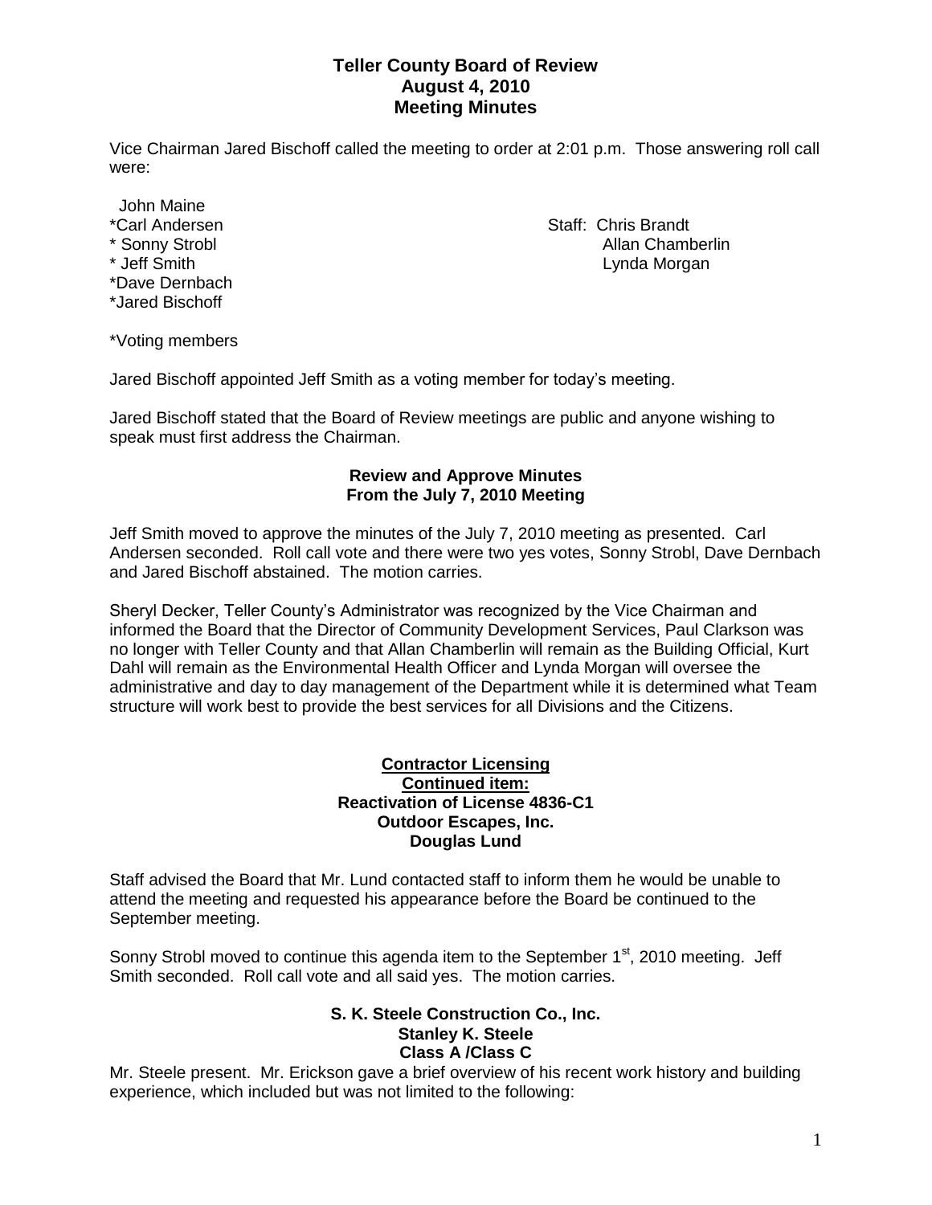# Teller County Board of Review
## August 4, 2010
## Meeting Minutes

Vice Chairman Jared Bischoff called the meeting to order at 2:01 p.m. Those answering roll call were:

John Maine
*Carl Andersen
* Sonny Strobl
* Jeff Smith
*Dave Dernbach
*Jared Bischoff

Staff: Chris Brandt
Allan Chamberlin
Lynda Morgan

*Voting members

Jared Bischoff appointed Jeff Smith as a voting member for today's meeting.

Jared Bischoff stated that the Board of Review meetings are public and anyone wishing to speak must first address the Chairman.

**Review and Approve Minutes**
**From the July 7, 2010 Meeting**

Jeff Smith moved to approve the minutes of the July 7, 2010 meeting as presented. Carl Andersen seconded. Roll call vote and there were two yes votes, Sonny Strobl, Dave Dernbach and Jared Bischoff abstained. The motion carries.

Sheryl Decker, Teller County's Administrator was recognized by the Vice Chairman and informed the Board that the Director of Community Development Services, Paul Clarkson was no longer with Teller County and that Allan Chamberlin will remain as the Building Official, Kurt Dahl will remain as the Environmental Health Officer and Lynda Morgan will oversee the administrative and day to day management of the Department while it is determined what Team structure will work best to provide the best services for all Divisions and the Citizens.

**Contractor Licensing**
**Continued item:**
**Reactivation of License 4836-C1**
**Outdoor Escapes, Inc.**
**Douglas Lund**

Staff advised the Board that Mr. Lund contacted staff to inform them he would be unable to attend the meeting and requested his appearance before the Board be continued to the September meeting.

Sonny Strobl moved to continue this agenda item to the September 1st, 2010 meeting. Jeff Smith seconded. Roll call vote and all said yes. The motion carries.

**S. K. Steele Construction Co., Inc.**
**Stanley K. Steele**
**Class A /Class C**

Mr. Steele present. Mr. Erickson gave a brief overview of his recent work history and building experience, which included but was not limited to the following: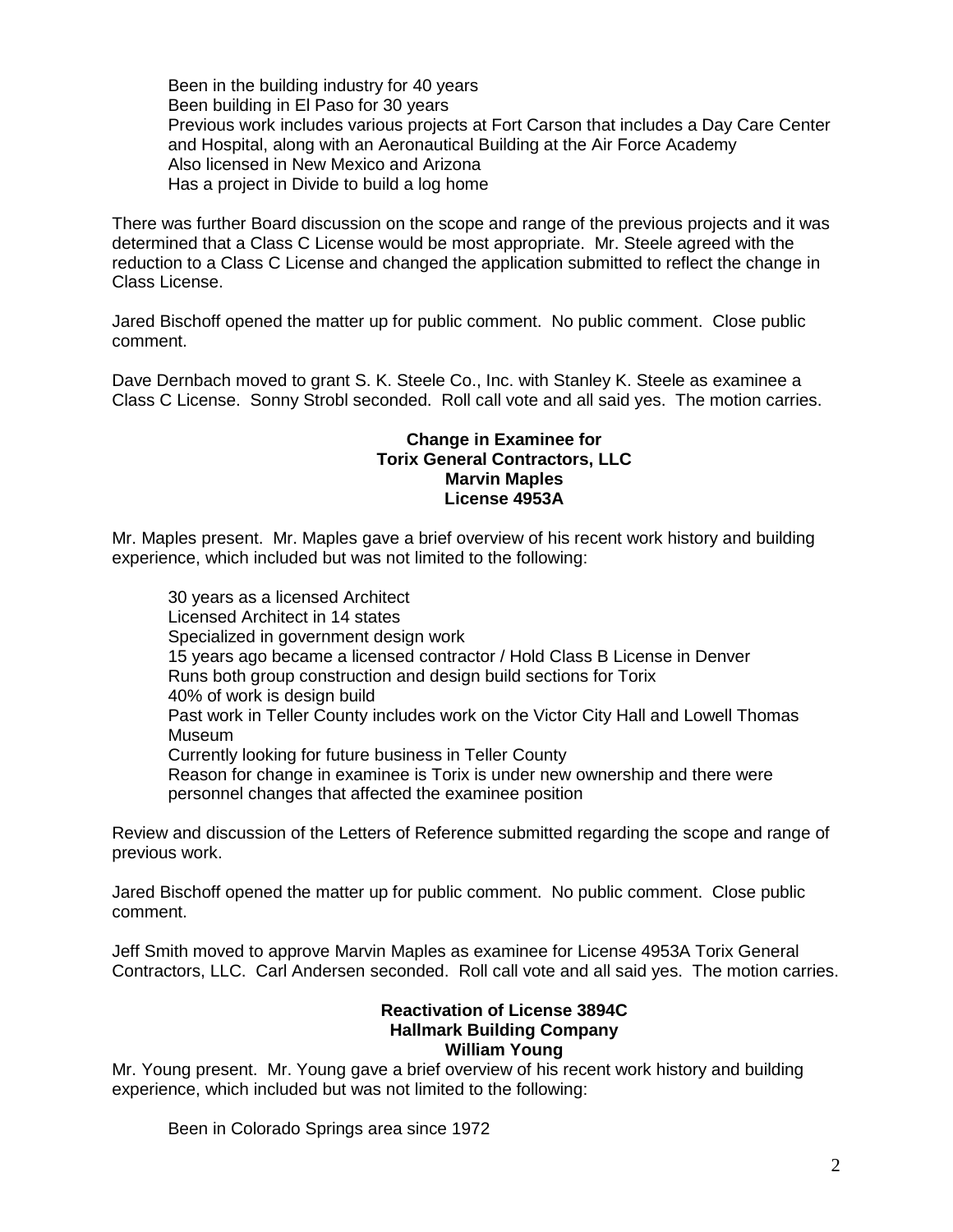Been in the building industry for 40 years
Been building in El Paso for 30 years
Previous work includes various projects at Fort Carson that includes a Day Care Center and Hospital, along with an Aeronautical Building at the Air Force Academy
Also licensed in New Mexico and Arizona
Has a project in Divide to build a log home

There was further Board discussion on the scope and range of the previous projects and it was determined that a Class C License would be most appropriate. Mr. Steele agreed with the reduction to a Class C License and changed the application submitted to reflect the change in Class License.

Jared Bischoff opened the matter up for public comment. No public comment. Close public comment.

Dave Dernbach moved to grant S. K. Steele Co., Inc. with Stanley K. Steele as examinee a Class C License. Sonny Strobl seconded. Roll call vote and all said yes. The motion carries.

**Change in Examinee for**
**Torix General Contractors, LLC**
**Marvin Maples**
**License 4953A**

Mr. Maples present. Mr. Maples gave a brief overview of his recent work history and building experience, which included but was not limited to the following:

30 years as a licensed Architect
Licensed Architect in 14 states
Specialized in government design work
15 years ago became a licensed contractor / Hold Class B License in Denver
Runs both group construction and design build sections for Torix
40% of work is design build
Past work in Teller County includes work on the Victor City Hall and Lowell Thomas Museum
Currently looking for future business in Teller County
Reason for change in examinee is Torix is under new ownership and there were personnel changes that affected the examinee position

Review and discussion of the Letters of Reference submitted regarding the scope and range of previous work.

Jared Bischoff opened the matter up for public comment. No public comment. Close public comment.

Jeff Smith moved to approve Marvin Maples as examinee for License 4953A Torix General Contractors, LLC. Carl Andersen seconded. Roll call vote and all said yes. The motion carries.

**Reactivation of License 3894C**
**Hallmark Building Company**
**William Young**

Mr. Young present. Mr. Young gave a brief overview of his recent work history and building experience, which included but was not limited to the following:

Been in Colorado Springs area since 1972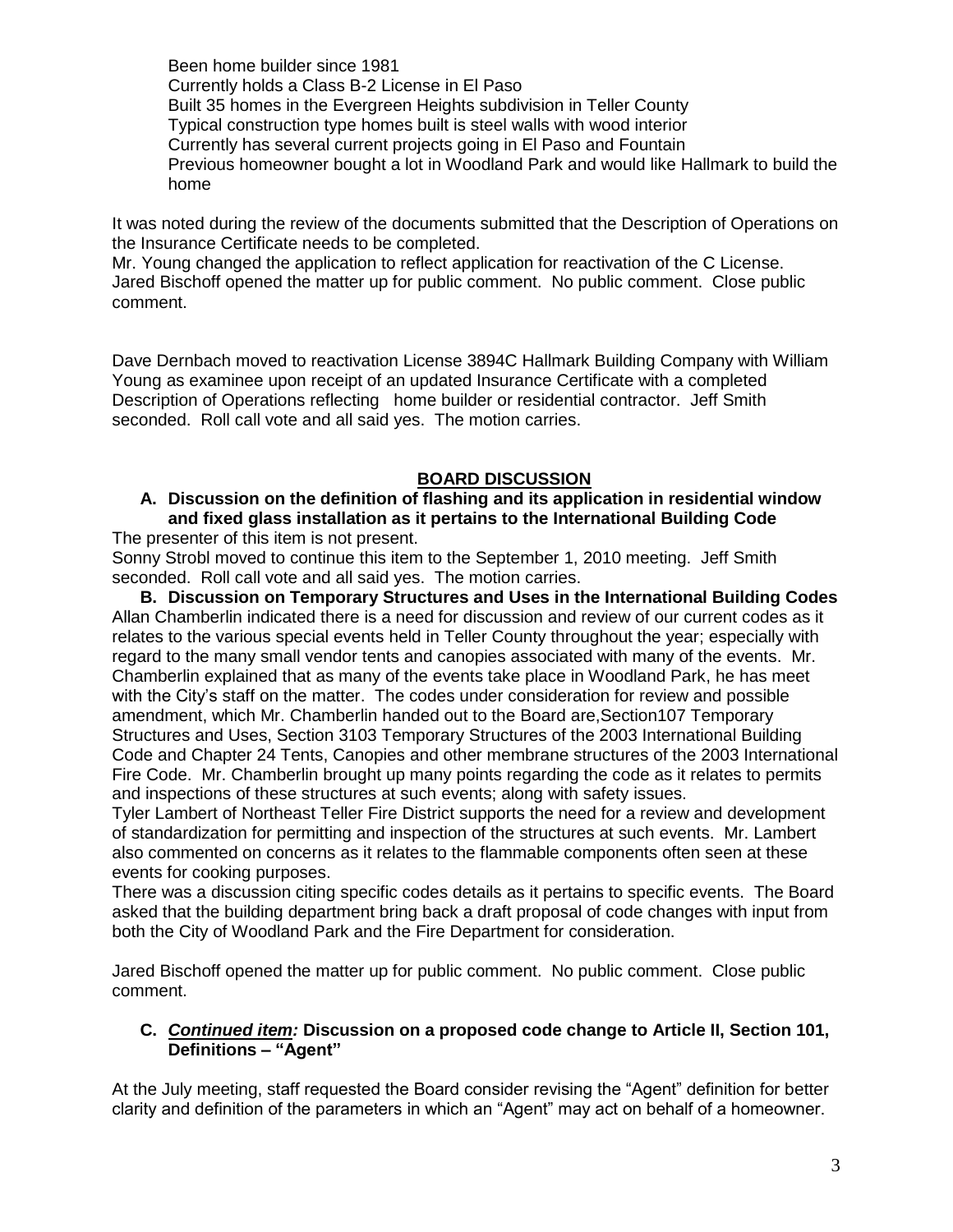Been home builder since 1981
Currently holds a Class B-2 License in El Paso
Built 35 homes in the Evergreen Heights subdivision in Teller County
Typical construction type homes built is steel walls with wood interior
Currently has several current projects going in El Paso and Fountain
Previous homeowner bought a lot in Woodland Park and would like Hallmark to build the home

It was noted during the review of the documents submitted that the Description of Operations on the Insurance Certificate needs to be completed.
Mr. Young changed the application to reflect application for reactivation of the C License.
Jared Bischoff opened the matter up for public comment. No public comment. Close public comment.

Dave Dernbach moved to reactivation License 3894C Hallmark Building Company with William Young as examinee upon receipt of an updated Insurance Certificate with a completed Description of Operations reflecting home builder or residential contractor. Jeff Smith seconded. Roll call vote and all said yes. The motion carries.

## BOARD DISCUSSION

**A. Discussion on the definition of flashing and its application in residential window and fixed glass installation as it pertains to the International Building Code**

The presenter of this item is not present.
Sonny Strobl moved to continue this item to the September 1, 2010 meeting. Jeff Smith seconded. Roll call vote and all said yes. The motion carries.

**B. Discussion on Temporary Structures and Uses in the International Building Codes**

Allan Chamberlin indicated there is a need for discussion and review of our current codes as it relates to the various special events held in Teller County throughout the year; especially with regard to the many small vendor tents and canopies associated with many of the events. Mr. Chamberlin explained that as many of the events take place in Woodland Park, he has meet with the City's staff on the matter. The codes under consideration for review and possible amendment, which Mr. Chamberlin handed out to the Board are,Section107 Temporary Structures and Uses, Section 3103 Temporary Structures of the 2003 International Building Code and Chapter 24 Tents, Canopies and other membrane structures of the 2003 International Fire Code. Mr. Chamberlin brought up many points regarding the code as it relates to permits and inspections of these structures at such events; along with safety issues.
Tyler Lambert of Northeast Teller Fire District supports the need for a review and development of standardization for permitting and inspection of the structures at such events. Mr. Lambert also commented on concerns as it relates to the flammable components often seen at these events for cooking purposes.
There was a discussion citing specific codes details as it pertains to specific events. The Board asked that the building department bring back a draft proposal of code changes with input from both the City of Woodland Park and the Fire Department for consideration.

Jared Bischoff opened the matter up for public comment. No public comment. Close public comment.

**C. *Continued item:* Discussion on a proposed code change to Article II, Section 101, Definitions – "Agent"**

At the July meeting, staff requested the Board consider revising the "Agent" definition for better clarity and definition of the parameters in which an "Agent" may act on behalf of a homeowner.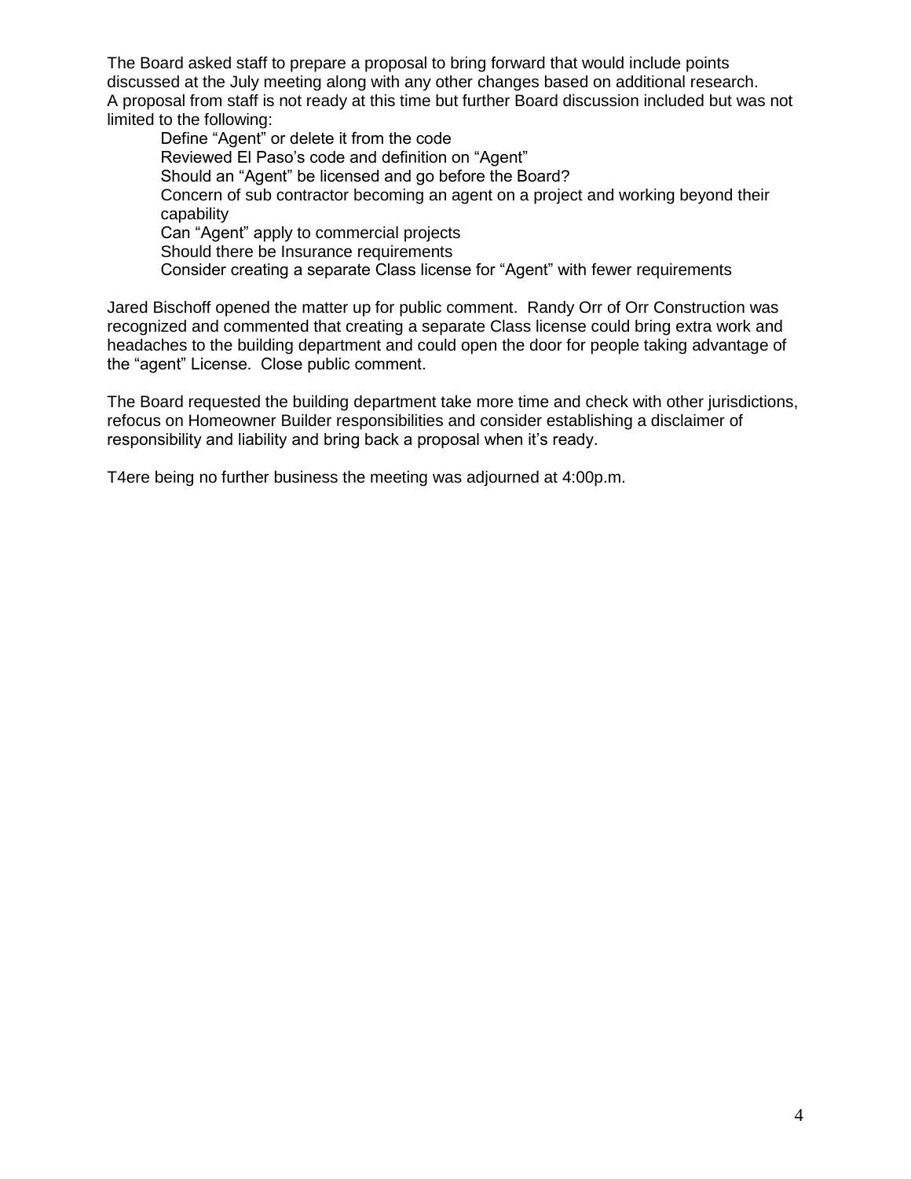The Board asked staff to prepare a proposal to bring forward that would include points discussed at the July meeting along with any other changes based on additional research. A proposal from staff is not ready at this time but further Board discussion included but was not limited to the following:

- Define "Agent" or delete it from the code
- Reviewed El Paso's code and definition on "Agent"
- Should an "Agent" be licensed and go before the Board?
- Concern of sub contractor becoming an agent on a project and working beyond their capability
- Can "Agent" apply to commercial projects
- Should there be Insurance requirements
- Consider creating a separate Class license for "Agent" with fewer requirements

Jared Bischoff opened the matter up for public comment. Randy Orr of Orr Construction was recognized and commented that creating a separate Class license could bring extra work and headaches to the building department and could open the door for people taking advantage of the "agent" License. Close public comment.

The Board requested the building department take more time and check with other jurisdictions, refocus on Homeowner Builder responsibilities and consider establishing a disclaimer of responsibility and liability and bring back a proposal when it's ready.

T4ere being no further business the meeting was adjourned at 4:00p.m.